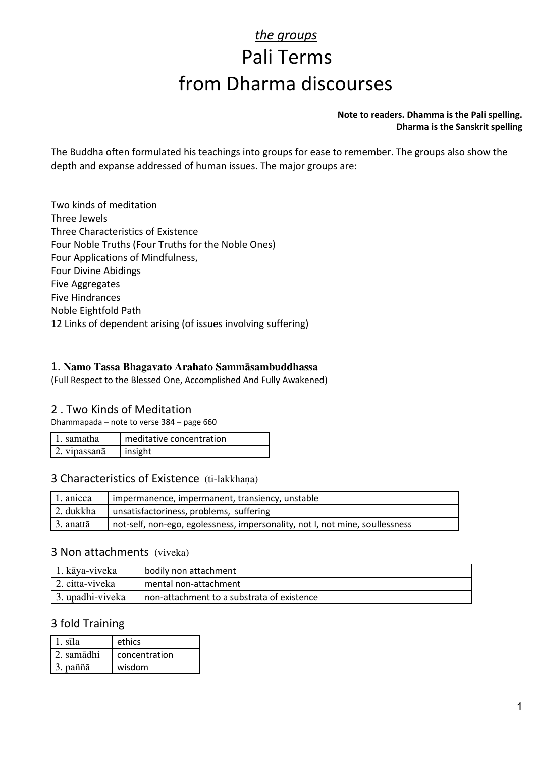# *the groups*

# Pali Terms
# from Dharma discourses

**Note to readers. Dhamma is the Pali spelling.**
**Dharma is the Sanskrit spelling**

The Buddha often formulated his teachings into groups for ease to remember. The groups also show the depth and expanse addressed of human issues. The major groups are:

Two kinds of meditation
Three Jewels
Three Characteristics of Existence
Four Noble Truths (Four Truths for the Noble Ones)
Four Applications of Mindfulness,
Four Divine Abidings
Five Aggregates
Five Hindrances
Noble Eightfold Path
12 Links of dependent arising (of issues involving suffering)

## 1. **Namo Tassa Bhagavato Arahato Sammāsambuddhassa**

(Full Respect to the Blessed One, Accomplished And Fully Awakened)

## 2 . Two Kinds of Meditation

Dhammapada – note to verse 384 – page 660

| 1. samatha | meditative concentration |
|---|---|
| 2. vipassanā | insight |

## 3 Characteristics of Existence (ti-lakkhaṇa)

| 1. anicca | impermanence, impermanent, transiency, unstable |
|---|---|
| 2. dukkha | unsatisfactoriness, problems, suffering |
| 3. anattā | not-self, non-ego, egolessness, impersonality, not I, not mine, soullessness |

## 3 Non attachments (viveka)

| 1. kāya-viveka | bodily non attachment |
|---|---|
| 2. citta-viveka | mental non-attachment |
| 3. upadhi-viveka | non-attachment to a substrata of existence |

## 3 fold Training

| 1. sīla | ethics |
|---|---|
| 2. samādhi | concentration |
| 3. paññā | wisdom |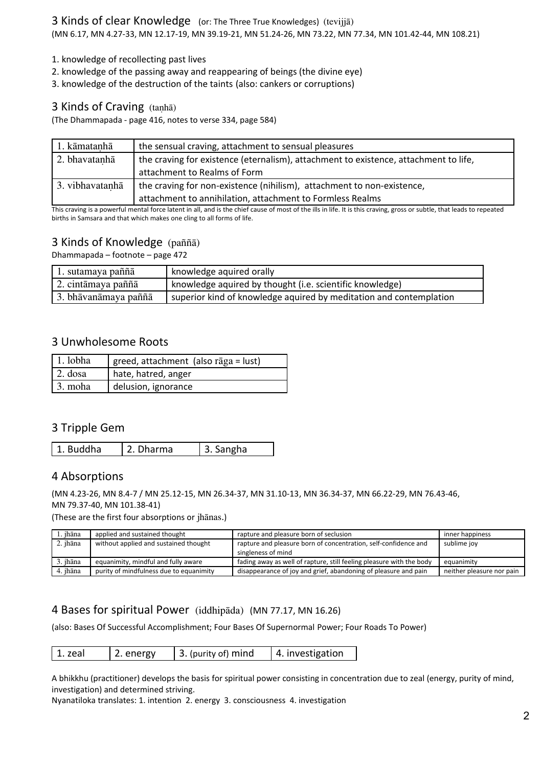## 3 Kinds of clear Knowledge (or: The Three True Knowledges) (tevijjā)

(MN 6.17, MN 4.27-33, MN 12.17-19, MN 39.19-21, MN 51.24-26, MN 73.22, MN 77.34, MN 101.42-44, MN 108.21)

1. knowledge of recollecting past lives
2. knowledge of the passing away and reappearing of beings (the divine eye)
3. knowledge of the destruction of the taints (also: cankers or corruptions)

## 3 Kinds of Craving (taṇhā)

(The Dhammapada - page 416, notes to verse 334, page 584)

| | |
|---|---|
| 1. kāmataṇhā | the sensual craving, attachment to sensual pleasures |
| 2. bhavataṇhā | the craving for existence (eternalism), attachment to existence, attachment to life, attachment to Realms of Form |
| 3. vibhavataṇhā | the craving for non-existence (nihilism), attachment to non-existence, attachment to annihilation, attachment to Formless Realms |

This craving is a powerful mental force latent in all, and is the chief cause of most of the ills in life. It is this craving, gross or subtle, that leads to repeated births in Samsara and that which makes one cling to all forms of life.

## 3 Kinds of Knowledge (paññā)

Dhammapada – footnote – page 472

| | |
|---|---|
| 1. sutamaya paññā | knowledge aquired orally |
| 2. cintāmaya paññā | knowledge aquired by thought (i.e. scientific knowledge) |
| 3. bhāvanāmaya paññā | superior kind of knowledge aquired by meditation and contemplation |

## 3 Unwholesome Roots

| | |
|---|---|
| 1. lobha | greed, attachment (also rāga = lust) |
| 2. dosa | hate, hatred, anger |
| 3. moha | delusion, ignorance |

## 3 Tripple Gem

| | | |
|---|---|---|
| 1. Buddha | 2. Dharma | 3. Sangha |

## 4 Absorptions

(MN 4.23-26, MN 8.4-7 / MN 25.12-15, MN 26.34-37, MN 31.10-13, MN 36.34-37, MN 66.22-29, MN 76.43-46, MN 79.37-40, MN 101.38-41)

(These are the first four absorptions or jhānas.)

| | | | |
|---|---|---|---|
| 1. jhāna | applied and sustained thought | rapture and pleasure born of seclusion | inner happiness |
| 2. jhāna | without applied and sustained thought | rapture and pleasure born of concentration, self-confidence and singleness of mind | sublime joy |
| 3. jhāna | equanimity, mindful and fully aware | fading away as well of rapture, still feeling pleasure with the body | equanimity |
| 4. jhāna | purity of mindfulness due to equanimity | disappearance of joy and grief, abandoning of pleasure and pain | neither pleasure nor pain |

## 4 Bases for spiritual Power (iddhipāda) (MN 77.17, MN 16.26)

(also: Bases Of Successful Accomplishment; Four Bases Of Supernormal Power; Four Roads To Power)

| | | | |
|---|---|---|---|
| 1. zeal | 2. energy | 3. (purity of) mind | 4. investigation |

A bhikkhu (practitioner) develops the basis for spiritual power consisting in concentration due to zeal (energy, purity of mind, investigation) and determined striving.

Nyanatiloka translates: 1. intention 2. energy 3. consciousness 4. investigation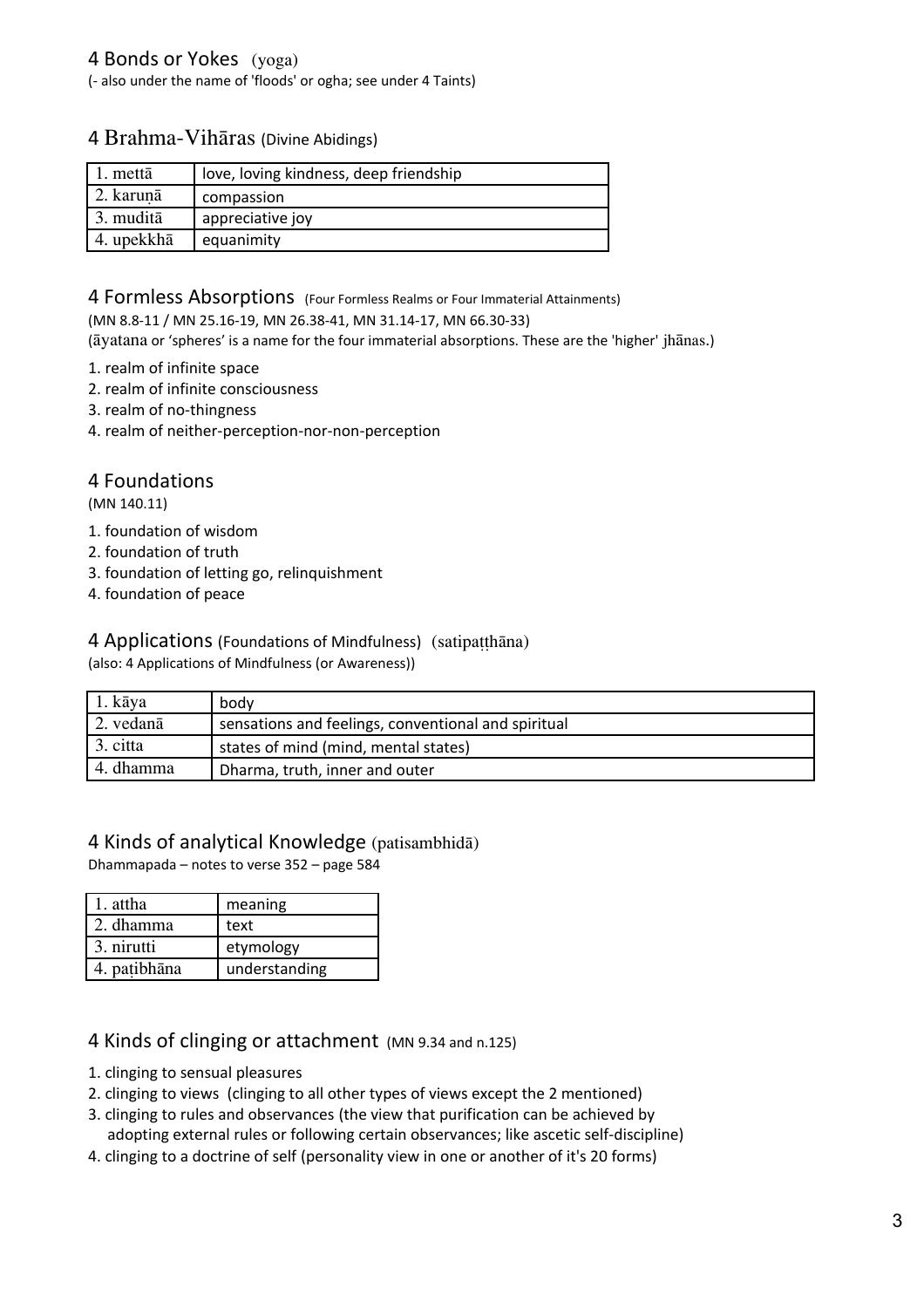## 4 Bonds or Yokes (yoga)

(- also under the name of 'floods' or ogha; see under 4 Taints)

## 4 Brahma-Vihāras (Divine Abidings)

| | |
|---|---|
| 1. mettā | love, loving kindness, deep friendship |
| 2. karuṇā | compassion |
| 3. muditā | appreciative joy |
| 4. upekkhā | equanimity |

## 4 Formless Absorptions (Four Formless Realms or Four Immaterial Attainments)

(MN 8.8-11 / MN 25.16-19, MN 26.38-41, MN 31.14-17, MN 66.30-33)

(āyatana or 'spheres' is a name for the four immaterial absorptions. These are the 'higher' jhānas.)

1. realm of infinite space
2. realm of infinite consciousness
3. realm of no-thingness
4. realm of neither-perception-nor-non-perception

## 4 Foundations

(MN 140.11)

1. foundation of wisdom
2. foundation of truth
3. foundation of letting go, relinquishment
4. foundation of peace

## 4 Applications (Foundations of Mindfulness) (satipaṭṭhāna)

(also: 4 Applications of Mindfulness (or Awareness))

| | |
|---|---|
| 1. kāya | body |
| 2. vedanā | sensations and feelings, conventional and spiritual |
| 3. citta | states of mind (mind, mental states) |
| 4. dhamma | Dharma, truth, inner and outer |

## 4 Kinds of analytical Knowledge (patisambhidā)

Dhammapada – notes to verse 352 – page 584

| | |
|---|---|
| 1. attha | meaning |
| 2. dhamma | text |
| 3. nirutti | etymology |
| 4. paṭibhāna | understanding |

## 4 Kinds of clinging or attachment (MN 9.34 and n.125)

1. clinging to sensual pleasures
2. clinging to views (clinging to all other types of views except the 2 mentioned)
3. clinging to rules and observances (the view that purification can be achieved by adopting external rules or following certain observances; like ascetic self-discipline)
4. clinging to a doctrine of self (personality view in one or another of it's 20 forms)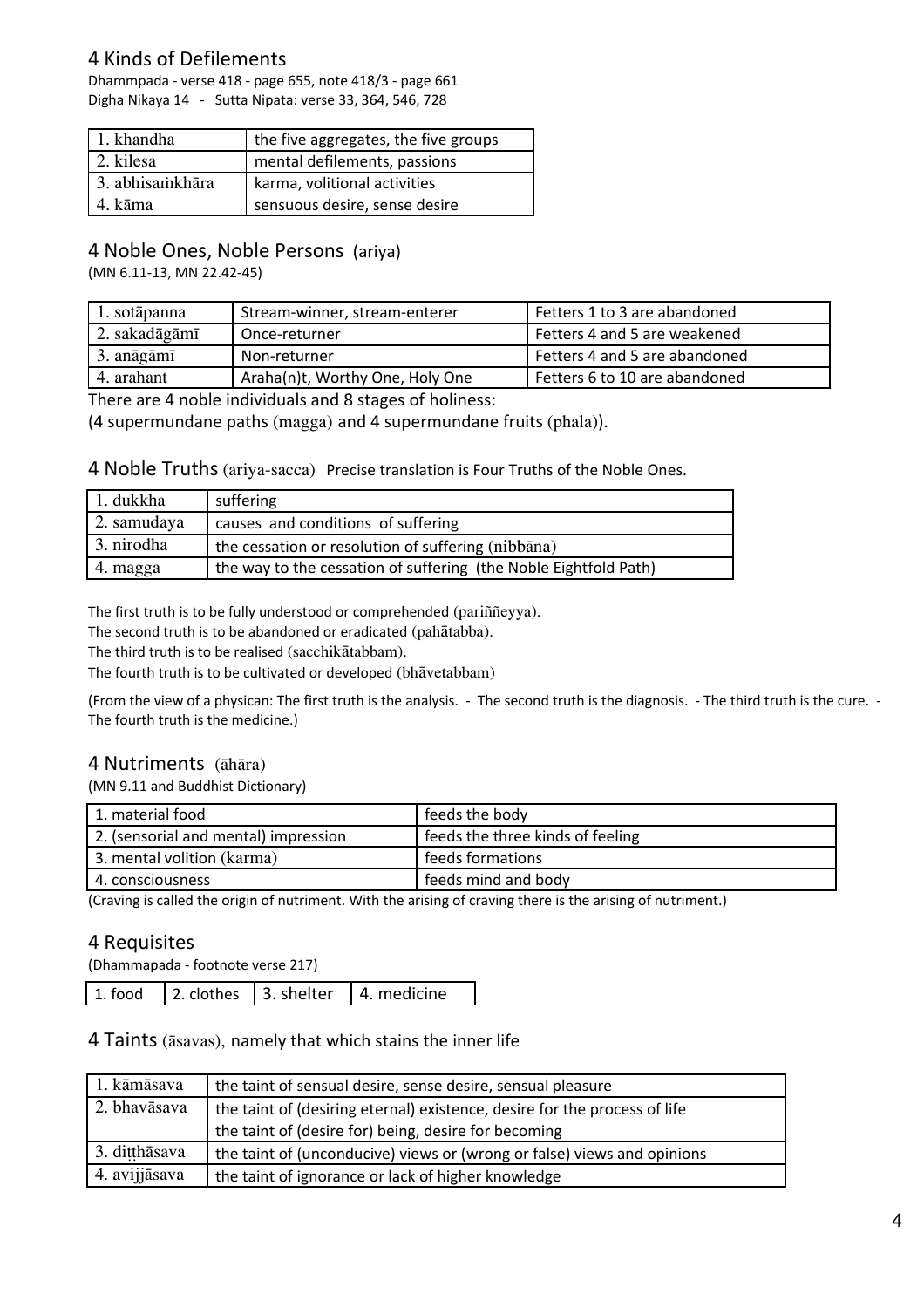## 4 Kinds of Defilements

Dhammpada - verse 418 - page 655, note 418/3 - page 661
Digha Nikaya 14 - Sutta Nipata: verse 33, 364, 546, 728

| | |
|---|---|
| 1. khandha | the five aggregates, the five groups |
| 2. kilesa | mental defilements, passions |
| 3. abhisaṁkhāra | karma, volitional activities |
| 4. kāma | sensuous desire, sense desire |

## 4 Noble Ones, Noble Persons (ariya)

(MN 6.11-13, MN 22.42-45)

| | | |
|---|---|---|
| 1. sotāpanna | Stream-winner, stream-enterer | Fetters 1 to 3 are abandoned |
| 2. sakadāgāmī | Once-returner | Fetters 4 and 5 are weakened |
| 3. anāgāmī | Non-returner | Fetters 4 and 5 are abandoned |
| 4. arahant | Araha(n)t, Worthy One, Holy One | Fetters 6 to 10 are abandoned |

There are 4 noble individuals and 8 stages of holiness:
(4 supermundane paths (magga) and 4 supermundane fruits (phala)).

## 4 Noble Truths (ariya-sacca) Precise translation is Four Truths of the Noble Ones.

| | |
|---|---|
| 1. dukkha | suffering |
| 2. samudaya | causes and conditions of suffering |
| 3. nirodha | the cessation or resolution of suffering (nibbāna) |
| 4. magga | the way to the cessation of suffering (the Noble Eightfold Path) |

The first truth is to be fully understood or comprehended (pariññeyya).
The second truth is to be abandoned or eradicated (pahātabba).
The third truth is to be realised (sacchikātabbam).
The fourth truth is to be cultivated or developed (bhāvetabbam)

(From the view of a physican: The first truth is the analysis. - The second truth is the diagnosis. - The third truth is the cure. - The fourth truth is the medicine.)

## 4 Nutriments (āhāra)

(MN 9.11 and Buddhist Dictionary)

| | |
|---|---|
| 1. material food | feeds the body |
| 2. (sensorial and mental) impression | feeds the three kinds of feeling |
| 3. mental volition (karma) | feeds formations |
| 4. consciousness | feeds mind and body |

(Craving is called the origin of nutriment. With the arising of craving there is the arising of nutriment.)

## 4 Requisites

(Dhammapada - footnote verse 217)

| | | | |
|---|---|---|---|
| 1. food | 2. clothes | 3. shelter | 4. medicine |

## 4 Taints (āsavas), namely that which stains the inner life

| | |
|---|---|
| 1. kāmāsava | the taint of sensual desire, sense desire, sensual pleasure |
| 2. bhavāsava | the taint of (desiring eternal) existence, desire for the process of life<br>the taint of (desire for) being, desire for becoming |
| 3. diṭṭhāsava | the taint of (unconducive) views or (wrong or false) views and opinions |
| 4. avijjāsava | the taint of ignorance or lack of higher knowledge |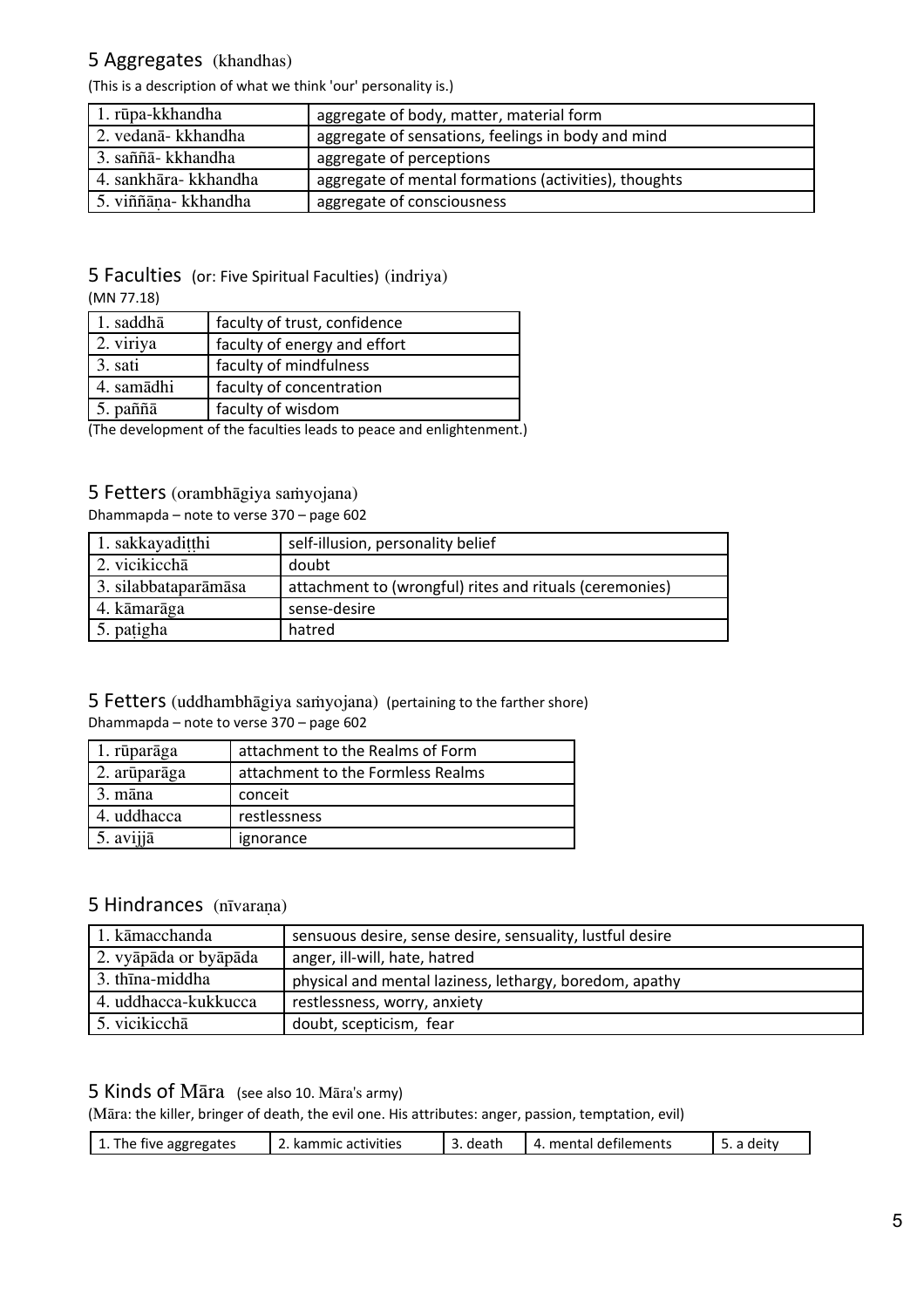## 5 Aggregates (khandhas)

(This is a description of what we think 'our' personality is.)

| | |
|---|---|
| 1. rūpa-kkhandha | aggregate of body, matter, material form |
| 2. vedanā- kkhandha | aggregate of sensations, feelings in body and mind |
| 3. saññā- kkhandha | aggregate of perceptions |
| 4. sankhāra- kkhandha | aggregate of mental formations (activities), thoughts |
| 5. viññāṇa- kkhandha | aggregate of consciousness |

## 5 Faculties (or: Five Spiritual Faculties) (indriya)

(MN 77.18)

| | |
|---|---|
| 1. saddhā | faculty of trust, confidence |
| 2. viriya | faculty of energy and effort |
| 3. sati | faculty of mindfulness |
| 4. samādhi | faculty of concentration |
| 5. paññā | faculty of wisdom |

(The development of the faculties leads to peace and enlightenment.)

## 5 Fetters (orambhāgiya saṁyojana)

Dhammapda – note to verse 370 – page 602

| | |
|---|---|
| 1. sakkayadiṭṭhi | self-illusion, personality belief |
| 2. vicikicchā | doubt |
| 3. silabbataparāmāsa | attachment to (wrongful) rites and rituals (ceremonies) |
| 4. kāmarāga | sense-desire |
| 5. paṭigha | hatred |

## 5 Fetters (uddhambhāgiya saṁyojana) (pertaining to the farther shore)

Dhammapda – note to verse 370 – page 602

| | |
|---|---|
| 1. rūparāga | attachment to the Realms of Form |
| 2. arūparāga | attachment to the Formless Realms |
| 3. māna | conceit |
| 4. uddhacca | restlessness |
| 5. avijjā | ignorance |

## 5 Hindrances (nīvaraṇa)

| | |
|---|---|
| 1. kāmacchanda | sensuous desire, sense desire, sensuality, lustful desire |
| 2. vyāpāda or byāpāda | anger, ill-will, hate, hatred |
| 3. thīna-middha | physical and mental laziness, lethargy, boredom, apathy |
| 4. uddhacca-kukkucca | restlessness, worry, anxiety |
| 5. vicikicchā | doubt, scepticism, fear |

## 5 Kinds of Māra (see also 10. Māra's army)

(Māra: the killer, bringer of death, the evil one. His attributes: anger, passion, temptation, evil)

| | | | | |
|---|---|---|---|---|
| 1. The five aggregates | 2. kammic activities | 3. death | 4. mental defilements | 5. a deity |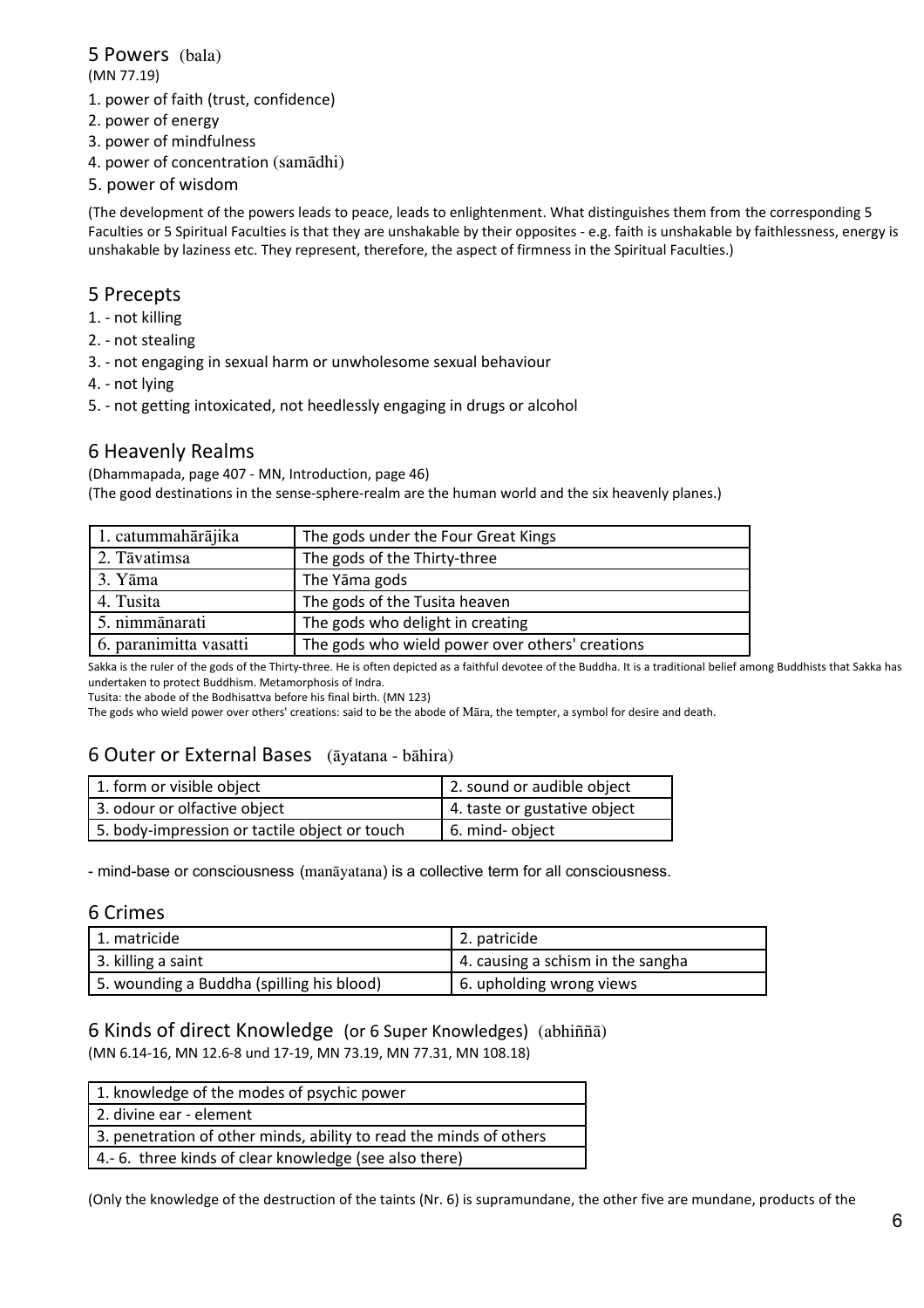## 5 Powers (bala)

(MN 77.19)

1. power of faith (trust, confidence)
2. power of energy
3. power of mindfulness
4. power of concentration (samādhi)
5. power of wisdom

(The development of the powers leads to peace, leads to enlightenment. What distinguishes them from the corresponding 5 Faculties or 5 Spiritual Faculties is that they are unshakable by their opposites - e.g. faith is unshakable by faithlessness, energy is unshakable by laziness etc. They represent, therefore, the aspect of firmness in the Spiritual Faculties.)

## 5 Precepts

1. - not killing
2. - not stealing
3. - not engaging in sexual harm or unwholesome sexual behaviour
4. - not lying
5. - not getting intoxicated, not heedlessly engaging in drugs or alcohol

## 6 Heavenly Realms

(Dhammapada, page 407 - MN, Introduction, page 46)
(The good destinations in the sense-sphere-realm are the human world and the six heavenly planes.)

| | |
|---|---|
| 1. catummahārājika | The gods under the Four Great Kings |
| 2. Tāvatimsa | The gods of the Thirty-three |
| 3. Yāma | The Yāma gods |
| 4. Tusita | The gods of the Tusita heaven |
| 5. nimmānarati | The gods who delight in creating |
| 6. paranimitta vasatti | The gods who wield power over others' creations |

Sakka is the ruler of the gods of the Thirty-three. He is often depicted as a faithful devotee of the Buddha. It is a traditional belief among Buddhists that Sakka has undertaken to protect Buddhism. Metamorphosis of Indra.
Tusita: the abode of the Bodhisattva before his final birth. (MN 123)
The gods who wield power over others' creations: said to be the abode of Māra, the tempter, a symbol for desire and death.

## 6 Outer or External Bases (āyatana - bāhira)

| | |
|---|---|
| 1. form or visible object | 2. sound or audible object |
| 3. odour or olfactive object | 4. taste or gustative object |
| 5. body-impression or tactile object or touch | 6. mind- object |

- mind-base or consciousness (manāyatana) is a collective term for all consciousness.

## 6 Crimes

| | |
|---|---|
| 1. matricide | 2. patricide |
| 3. killing a saint | 4. causing a schism in the sangha |
| 5. wounding a Buddha (spilling his blood) | 6. upholding wrong views |

## 6 Kinds of direct Knowledge (or 6 Super Knowledges) (abhiññā)

(MN 6.14-16, MN 12.6-8 und 17-19, MN 73.19, MN 77.31, MN 108.18)

| |
|---|
| 1. knowledge of the modes of psychic power |
| 2. divine ear - element |
| 3. penetration of other minds, ability to read the minds of others |
| 4.- 6. three kinds of clear knowledge (see also there) |

(Only the knowledge of the destruction of the taints (Nr. 6) is supramundane, the other five are mundane, products of the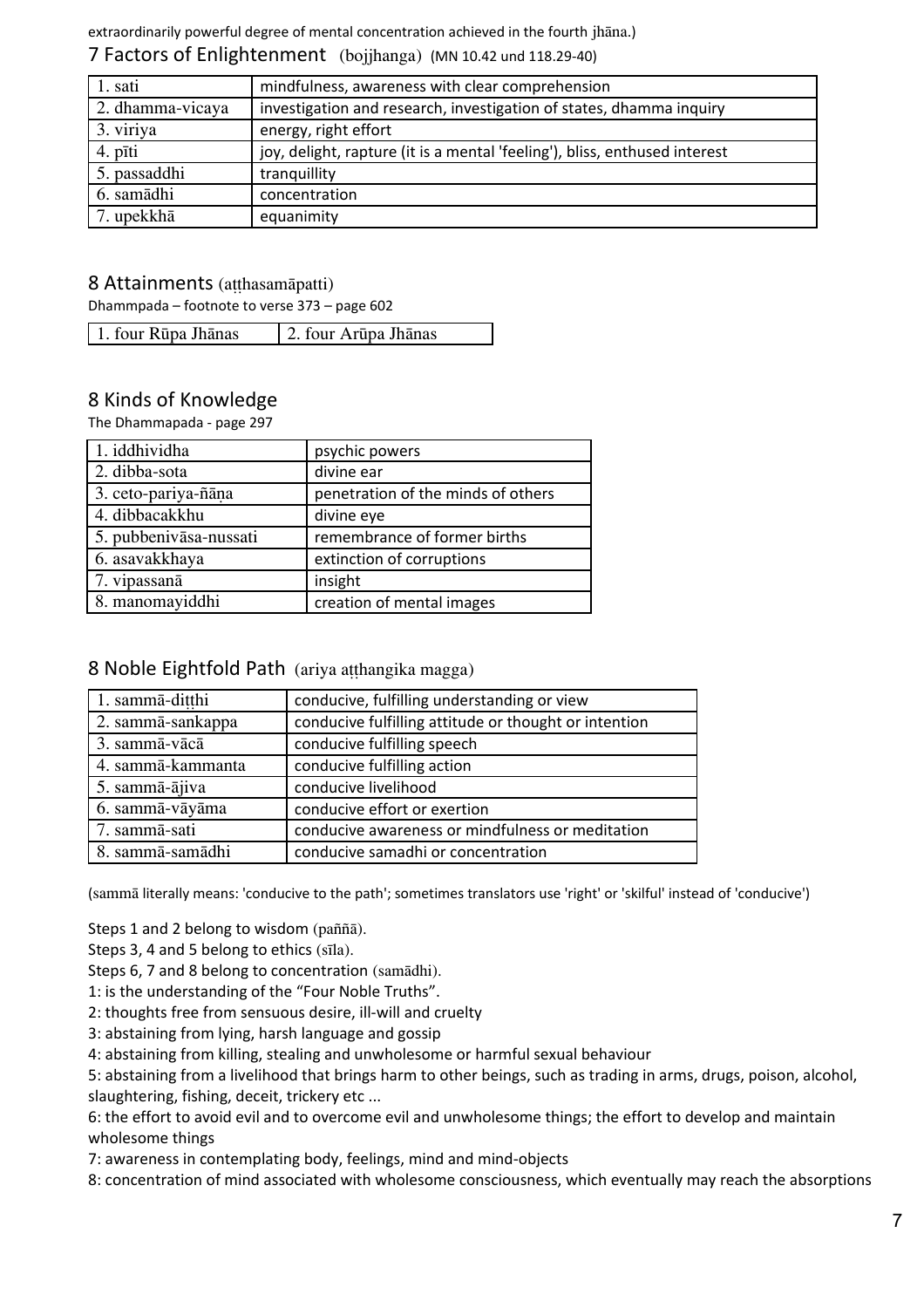extraordinarily powerful degree of mental concentration achieved in the fourth jhāna.)

## 7 Factors of Enlightenment (bojjhanga) (MN 10.42 und 118.29-40)

| | |
|---|---|
| 1. sati | mindfulness, awareness with clear comprehension |
| 2. dhamma-vicaya | investigation and research, investigation of states, dhamma inquiry |
| 3. viriya | energy, right effort |
| 4. pīti | joy, delight, rapture (it is a mental 'feeling'), bliss, enthused interest |
| 5. passaddhi | tranquillity |
| 6. samādhi | concentration |
| 7. upekkhā | equanimity |

## 8 Attainments (aṭṭhasamāpatti)

Dhammpada – footnote to verse 373 – page 602

| | |
|---|---|
| 1. four Rūpa Jhānas | 2. four Arūpa Jhānas |

## 8 Kinds of Knowledge

The Dhammapada - page 297

| | |
|---|---|
| 1. iddhividha | psychic powers |
| 2. dibba-sota | divine ear |
| 3. ceto-pariya-ñāṇa | penetration of the minds of others |
| 4. dibbacakkhu | divine eye |
| 5. pubbenivāsa-nussati | remembrance of former births |
| 6. asavakkhaya | extinction of corruptions |
| 7. vipassanā | insight |
| 8. manomayiddhi | creation of mental images |

## 8 Noble Eightfold Path (ariya aṭṭhangika magga)

| | |
|---|---|
| 1. sammā-diṭṭhi | conducive, fulfilling understanding or view |
| 2. sammā-sankappa | conducive fulfilling attitude or thought or intention |
| 3. sammā-vācā | conducive fulfilling speech |
| 4. sammā-kammanta | conducive fulfilling action |
| 5. sammā-ājiva | conducive livelihood |
| 6. sammā-vāyāma | conducive effort or exertion |
| 7. sammā-sati | conducive awareness or mindfulness or meditation |
| 8. sammā-samādhi | conducive samadhi or concentration |

(sammā literally means: 'conducive to the path'; sometimes translators use 'right' or 'skilful' instead of 'conducive')

Steps 1 and 2 belong to wisdom (paññā).
Steps 3, 4 and 5 belong to ethics (sīla).
Steps 6, 7 and 8 belong to concentration (samādhi).
1: is the understanding of the "Four Noble Truths".
2: thoughts free from sensuous desire, ill-will and cruelty
3: abstaining from lying, harsh language and gossip
4: abstaining from killing, stealing and unwholesome or harmful sexual behaviour
5: abstaining from a livelihood that brings harm to other beings, such as trading in arms, drugs, poison, alcohol, slaughtering, fishing, deceit, trickery etc ...
6: the effort to avoid evil and to overcome evil and unwholesome things; the effort to develop and maintain wholesome things
7: awareness in contemplating body, feelings, mind and mind-objects
8: concentration of mind associated with wholesome consciousness, which eventually may reach the absorptions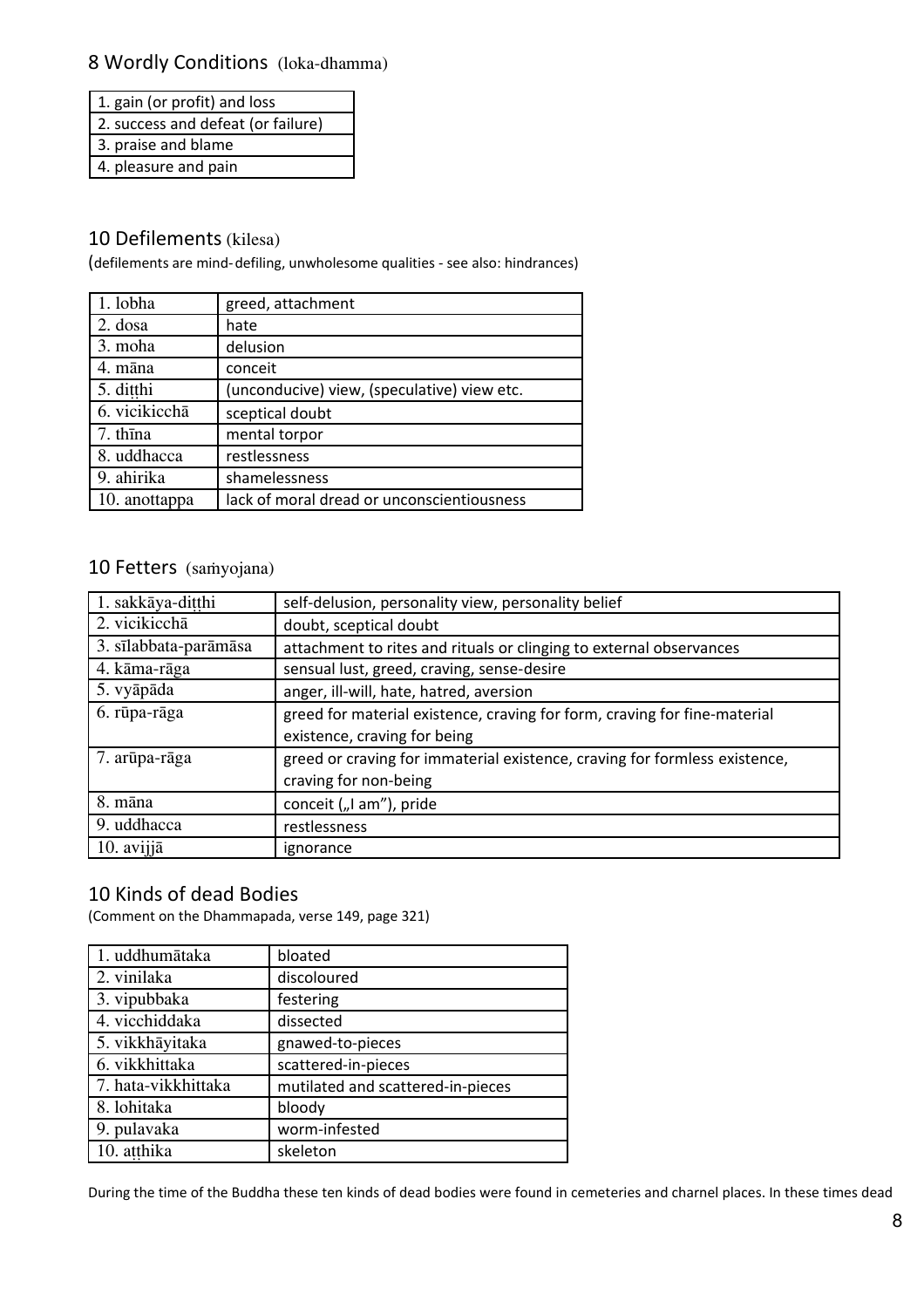## 8 Wordly Conditions (loka-dhamma)

| 1. gain (or profit) and loss |
|---|
| 2. success and defeat (or failure) |
| 3. praise and blame |
| 4. pleasure and pain |

## 10 Defilements (kilesa)

(defilements are mind-defiling, unwholesome qualities - see also: hindrances)

| 1. lobha | greed, attachment |
|---|---|
| 2. dosa | hate |
| 3. moha | delusion |
| 4. māna | conceit |
| 5. diṭṭhi | (unconducive) view, (speculative) view etc. |
| 6. vicikicchā | sceptical doubt |
| 7. thīna | mental torpor |
| 8. uddhacca | restlessness |
| 9. ahirika | shamelessness |
| 10. anottappa | lack of moral dread or unconscientiousness |

## 10 Fetters (saṁyojana)

| 1. sakkāya-diṭṭhi | self-delusion, personality view, personality belief |
|---|---|
| 2. vicikicchā | doubt, sceptical doubt |
| 3. sīlabbata-parāmāsa | attachment to rites and rituals or clinging to external observances |
| 4. kāma-rāga | sensual lust, greed, craving, sense-desire |
| 5. vyāpāda | anger, ill-will, hate, hatred, aversion |
| 6. rūpa-rāga | greed for material existence, craving for form, craving for fine-material existence, craving for being |
| 7. arūpa-rāga | greed or craving for immaterial existence, craving for formless existence, craving for non-being |
| 8. māna | conceit („I am"), pride |
| 9. uddhacca | restlessness |
| 10. avijjā | ignorance |

## 10 Kinds of dead Bodies

(Comment on the Dhammapada, verse 149, page 321)

| 1. uddhumātaka | bloated |
|---|---|
| 2. vinilaka | discoloured |
| 3. vipubbaka | festering |
| 4. vicchiddaka | dissected |
| 5. vikkhāyitaka | gnawed-to-pieces |
| 6. vikkhittaka | scattered-in-pieces |
| 7. hata-vikkhittaka | mutilated and scattered-in-pieces |
| 8. lohitaka | bloody |
| 9. pulavaka | worm-infested |
| 10. aṭṭhika | skeleton |

During the time of the Buddha these ten kinds of dead bodies were found in cemeteries and charnel places. In these times dead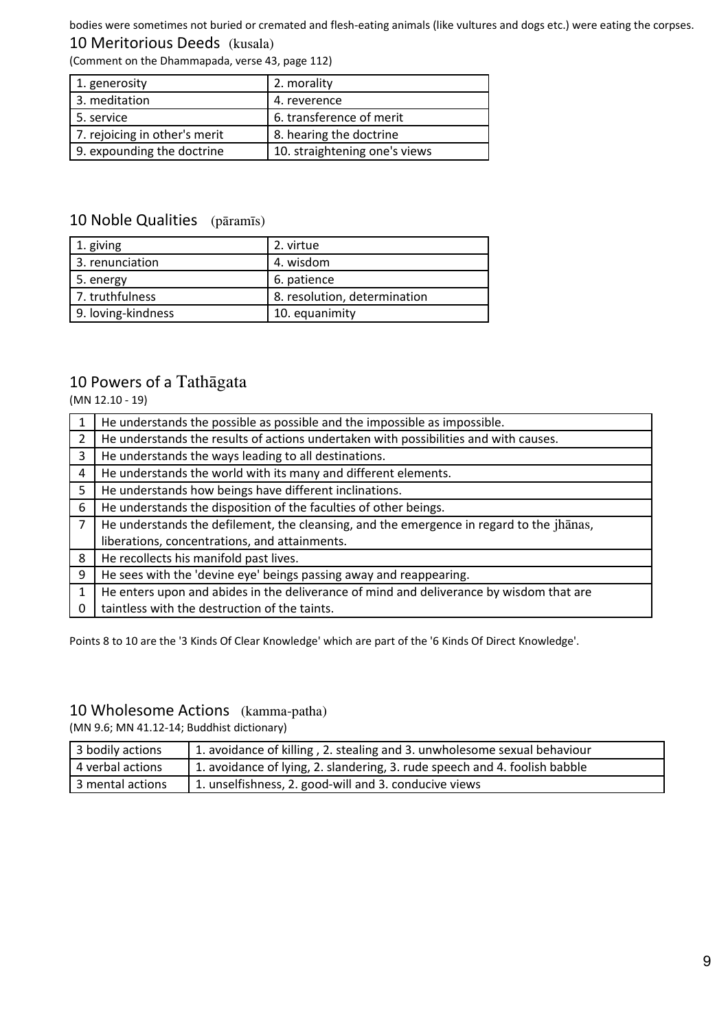bodies were sometimes not buried or cremated and flesh-eating animals (like vultures and dogs etc.) were eating the corpses.

## 10 Meritorious Deeds (kusala)

(Comment on the Dhammapada, verse 43, page 112)

| | |
|---|---|
| 1. generosity | 2. morality |
| 3. meditation | 4. reverence |
| 5. service | 6. transference of merit |
| 7. rejoicing in other's merit | 8. hearing the doctrine |
| 9. expounding the doctrine | 10. straightening one's views |

## 10 Noble Qualities (pāramīs)

| | |
|---|---|
| 1. giving | 2. virtue |
| 3. renunciation | 4. wisdom |
| 5. energy | 6. patience |
| 7. truthfulness | 8. resolution, determination |
| 9. loving-kindness | 10. equanimity |

## 10 Powers of a Tathāgata

(MN 12.10 - 19)

| | |
|---|---|
| 1 | He understands the possible as possible and the impossible as impossible. |
| 2 | He understands the results of actions undertaken with possibilities and with causes. |
| 3 | He understands the ways leading to all destinations. |
| 4 | He understands the world with its many and different elements. |
| 5 | He understands how beings have different inclinations. |
| 6 | He understands the disposition of the faculties of other beings. |
| 7 | He understands the defilement, the cleansing, and the emergence in regard to the jhānas, liberations, concentrations, and attainments. |
| 8 | He recollects his manifold past lives. |
| 9 | He sees with the 'devine eye' beings passing away and reappearing. |
| 10 | He enters upon and abides in the deliverance of mind and deliverance by wisdom that are taintless with the destruction of the taints. |

Points 8 to 10 are the '3 Kinds Of Clear Knowledge' which are part of the '6 Kinds Of Direct Knowledge'.

## 10 Wholesome Actions (kamma-patha)

(MN 9.6; MN 41.12-14; Buddhist dictionary)

| | |
|---|---|
| 3 bodily actions | 1. avoidance of killing , 2. stealing and 3. unwholesome sexual behaviour |
| 4 verbal actions | 1. avoidance of lying, 2. slandering, 3. rude speech and 4. foolish babble |
| 3 mental actions | 1. unselfishness, 2. good-will and 3. conducive views |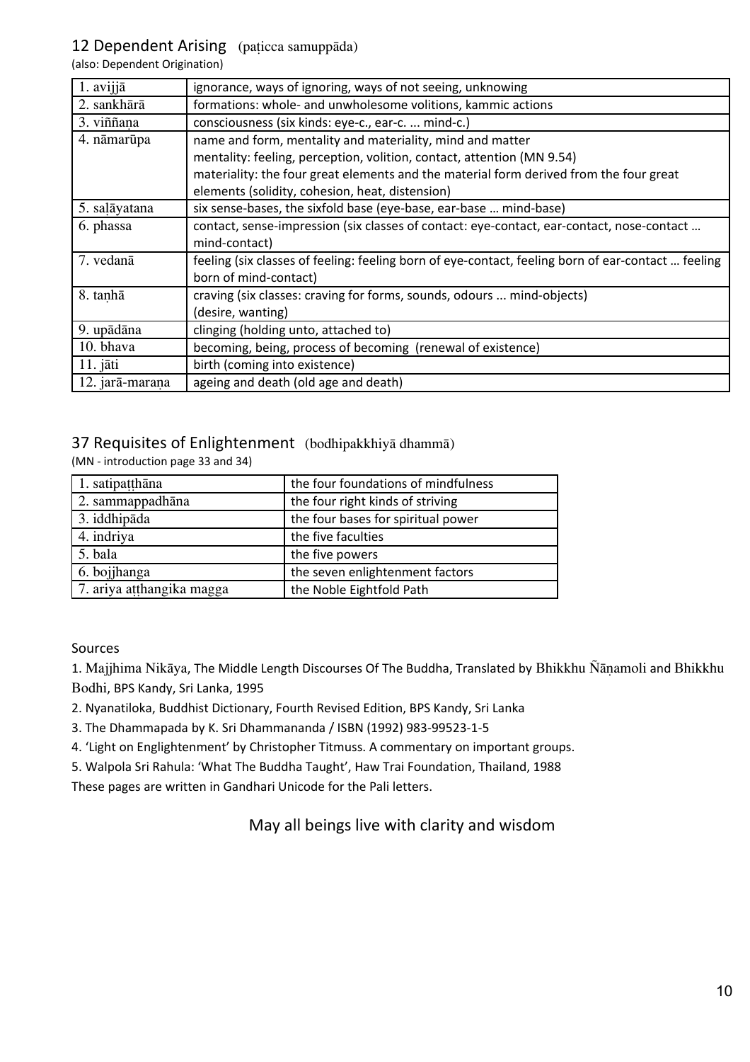## 12 Dependent Arising (paṭicca samuppāda)

(also: Dependent Origination)

| | |
|---|---|
| 1. avijjā | ignorance, ways of ignoring, ways of not seeing, unknowing |
| 2. sankhārā | formations: whole- and unwholesome volitions, kammic actions |
| 3. viññaṇa | consciousness (six kinds: eye-c., ear-c. ... mind-c.) |
| 4. nāmarūpa | name and form, mentality and materiality, mind and matter<br>mentality: feeling, perception, volition, contact, attention (MN 9.54)<br>materiality: the four great elements and the material form derived from the four great elements (solidity, cohesion, heat, distension) |
| 5. saḷāyatana | six sense-bases, the sixfold base (eye-base, ear-base … mind-base) |
| 6. phassa | contact, sense-impression (six classes of contact: eye-contact, ear-contact, nose-contact … mind-contact) |
| 7. vedanā | feeling (six classes of feeling: feeling born of eye-contact, feeling born of ear-contact … feeling born of mind-contact) |
| 8. taṇhā | craving (six classes: craving for forms, sounds, odours ... mind-objects)<br>(desire, wanting) |
| 9. upādāna | clinging (holding unto, attached to) |
| 10. bhava | becoming, being, process of becoming (renewal of existence) |
| 11. jāti | birth (coming into existence) |
| 12. jarā-maraṇa | ageing and death (old age and death) |

## 37 Requisites of Enlightenment (bodhipakkhiyā dhammā)

(MN - introduction page 33 and 34)

| | |
|---|---|
| 1. satipaṭṭhāna | the four foundations of mindfulness |
| 2. sammappadhāna | the four right kinds of striving |
| 3. iddhipāda | the four bases for spiritual power |
| 4. indriya | the five faculties |
| 5. bala | the five powers |
| 6. bojjhanga | the seven enlightenment factors |
| 7. ariya aṭṭhangika magga | the Noble Eightfold Path |

Sources

1. Majjhima Nikāya, The Middle Length Discourses Of The Buddha, Translated by Bhikkhu Ñāṇamoli and Bhikkhu Bodhi, BPS Kandy, Sri Lanka, 1995
2. Nyanatiloka, Buddhist Dictionary, Fourth Revised Edition, BPS Kandy, Sri Lanka
3. The Dhammapada by K. Sri Dhammananda / ISBN (1992) 983-99523-1-5
4. 'Light on Englightenment' by Christopher Titmuss. A commentary on important groups.
5. Walpola Sri Rahula: 'What The Buddha Taught', Haw Trai Foundation, Thailand, 1988

These pages are written in Gandhari Unicode for the Pali letters.

May all beings live with clarity and wisdom